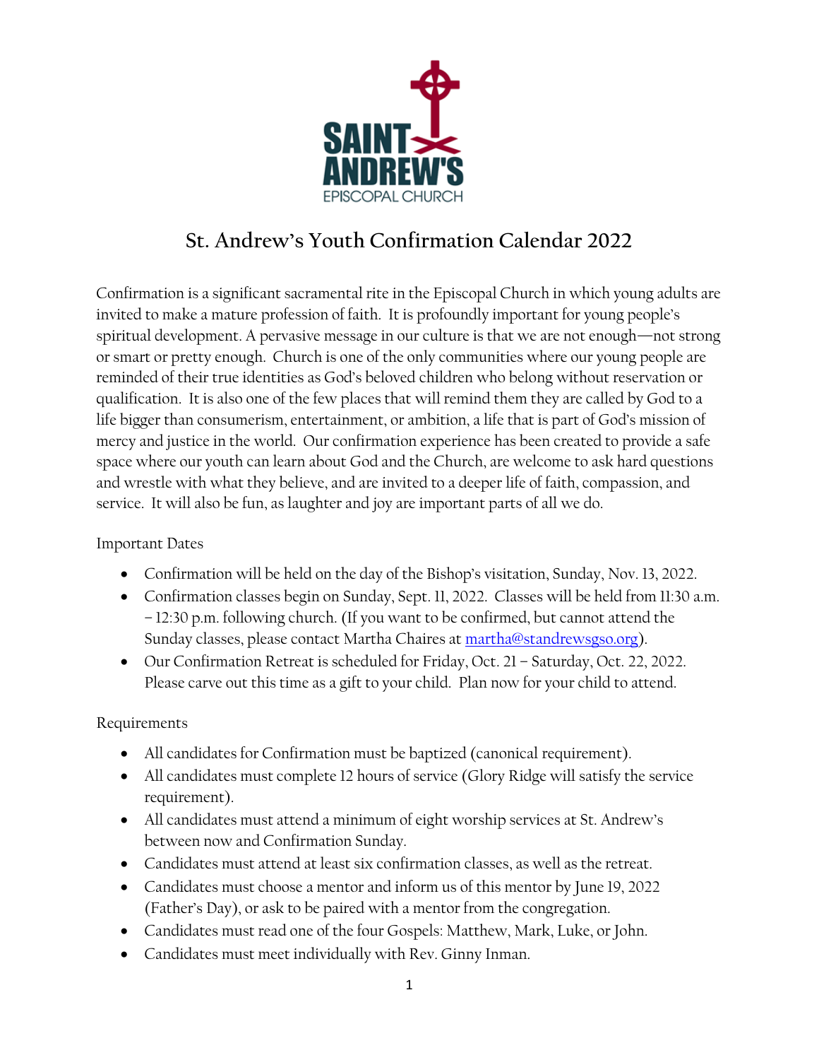# St. Andrew's Youth Confirmation Calendar 2022

Confirmation is a significant sacramental rite in the Episcopal Church in which young adults are invited to make a mature profession of faith. It is profoundly important for young people's spiritual development. A pervasive message in our culture is that we are not enough—not strong or smart or pretty enough. Church is one of the only communities where our young people are reminded of their true identities as God's beloved children who belong without reservation or qualification. It is also one of the few places that will remind them they are called by God to a life bigger than consumerism, entertainment, or ambition, a life that is part of God's mission of mercy and justice in the world. Our confirmation experience has been created to provide a safe space where our youth can learn about God and the Church, are welcome to ask hard questions and wrestle with what they believe, and are invited to a deeper life of faith, compassion, and service. It will also be fun, as laughter and joy are important parts of all we do.

Important Dates

- Confirmation will be held on the day of the Bishop's visitation, Sunday, Nov. 13, 2022.
- Confirmation classes begin on Sunday, Sept. 11, 2022. Classes will be held from 11:30 a.m. – 12:30 p.m. following church. (If you want to be confirmed, but cannot attend the Sunday classes, please contact Martha Chaires at martha@standrewsgso.org).
- Our Confirmation Retreat is scheduled for Friday, Oct. 21 – Saturday, Oct. 22, 2022. Please carve out this time as a gift to your child. Plan now for your child to attend.

Requirements

- All candidates for Confirmation must be baptized (canonical requirement).
- All candidates must complete 12 hours of service (Glory Ridge will satisfy the service requirement).
- All candidates must attend a minimum of eight worship services at St. Andrew's between now and Confirmation Sunday.
- Candidates must attend at least six confirmation classes, as well as the retreat.
- Candidates must choose a mentor and inform us of this mentor by June 19, 2022 (Father's Day), or ask to be paired with a mentor from the congregation.
- Candidates must read one of the four Gospels: Matthew, Mark, Luke, or John.
- Candidates must meet individually with Rev. Ginny Inman.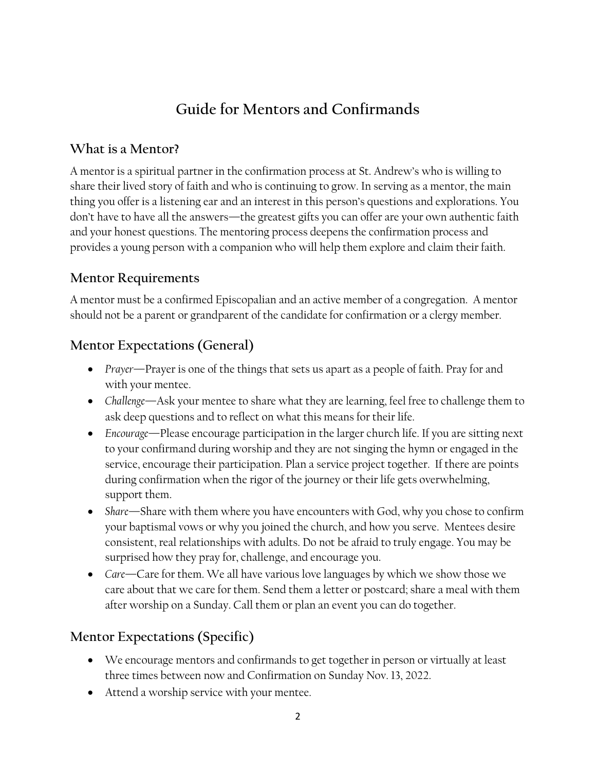# Guide for Mentors and Confirmands

## What is a Mentor?

A mentor is a spiritual partner in the confirmation process at St. Andrew's who is willing to share their lived story of faith and who is continuing to grow. In serving as a mentor, the main thing you offer is a listening ear and an interest in this person's questions and explorations. You don't have to have all the answers—the greatest gifts you can offer are your own authentic faith and your honest questions. The mentoring process deepens the confirmation process and provides a young person with a companion who will help them explore and claim their faith.

## Mentor Requirements

A mentor must be a confirmed Episcopalian and an active member of a congregation. A mentor should not be a parent or grandparent of the candidate for confirmation or a clergy member.

## Mentor Expectations (General)

- *Prayer*—Prayer is one of the things that sets us apart as a people of faith. Pray for and with your mentee.
- *Challenge*—Ask your mentee to share what they are learning, feel free to challenge them to ask deep questions and to reflect on what this means for their life.
- *Encourage*—Please encourage participation in the larger church life. If you are sitting next to your confirmand during worship and they are not singing the hymn or engaged in the service, encourage their participation. Plan a service project together. If there are points during confirmation when the rigor of the journey or their life gets overwhelming, support them.
- *Share*—Share with them where you have encounters with God, why you chose to confirm your baptismal vows or why you joined the church, and how you serve. Mentees desire consistent, real relationships with adults. Do not be afraid to truly engage. You may be surprised how they pray for, challenge, and encourage you.
- *Care*—Care for them. We all have various love languages by which we show those we care about that we care for them. Send them a letter or postcard; share a meal with them after worship on a Sunday. Call them or plan an event you can do together.

## Mentor Expectations (Specific)

- We encourage mentors and confirmands to get together in person or virtually at least three times between now and Confirmation on Sunday Nov. 13, 2022.
- Attend a worship service with your mentee.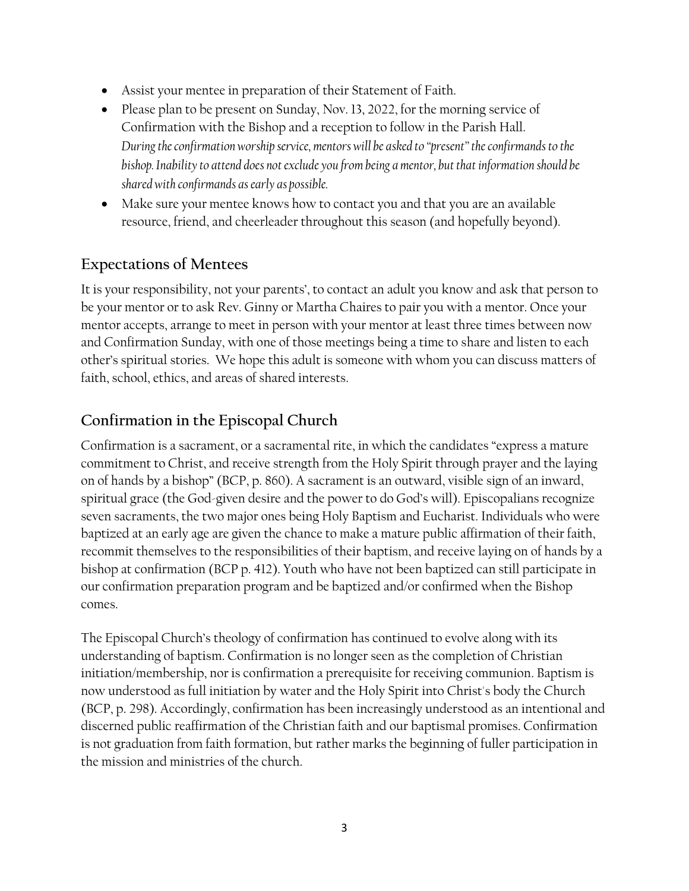- Assist your mentee in preparation of their Statement of Faith.
- Please plan to be present on Sunday, Nov. 13, 2022, for the morning service of Confirmation with the Bishop and a reception to follow in the Parish Hall.
  *During the confirmation worship service, mentors will be asked to "present" the confirmands to the bishop. Inability to attend does not exclude you from being a mentor, but that information should be shared with confirmands as early as possible.*
- Make sure your mentee knows how to contact you and that you are an available resource, friend, and cheerleader throughout this season (and hopefully beyond).

## Expectations of Mentees

It is your responsibility, not your parents', to contact an adult you know and ask that person to be your mentor or to ask Rev. Ginny or Martha Chaires to pair you with a mentor. Once your mentor accepts, arrange to meet in person with your mentor at least three times between now and Confirmation Sunday, with one of those meetings being a time to share and listen to each other's spiritual stories. We hope this adult is someone with whom you can discuss matters of faith, school, ethics, and areas of shared interests.

## Confirmation in the Episcopal Church

Confirmation is a sacrament, or a sacramental rite, in which the candidates "express a mature commitment to Christ, and receive strength from the Holy Spirit through prayer and the laying on of hands by a bishop" (BCP, p. 860). A sacrament is an outward, visible sign of an inward, spiritual grace (the God-given desire and the power to do God's will). Episcopalians recognize seven sacraments, the two major ones being Holy Baptism and Eucharist. Individuals who were baptized at an early age are given the chance to make a mature public affirmation of their faith, recommit themselves to the responsibilities of their baptism, and receive laying on of hands by a bishop at confirmation (BCP p. 412). Youth who have not been baptized can still participate in our confirmation preparation program and be baptized and/or confirmed when the Bishop comes.

The Episcopal Church's theology of confirmation has continued to evolve along with its understanding of baptism. Confirmation is no longer seen as the completion of Christian initiation/membership, nor is confirmation a prerequisite for receiving communion. Baptism is now understood as full initiation by water and the Holy Spirit into Christ's body the Church (BCP, p. 298). Accordingly, confirmation has been increasingly understood as an intentional and discerned public reaffirmation of the Christian faith and our baptismal promises. Confirmation is not graduation from faith formation, but rather marks the beginning of fuller participation in the mission and ministries of the church.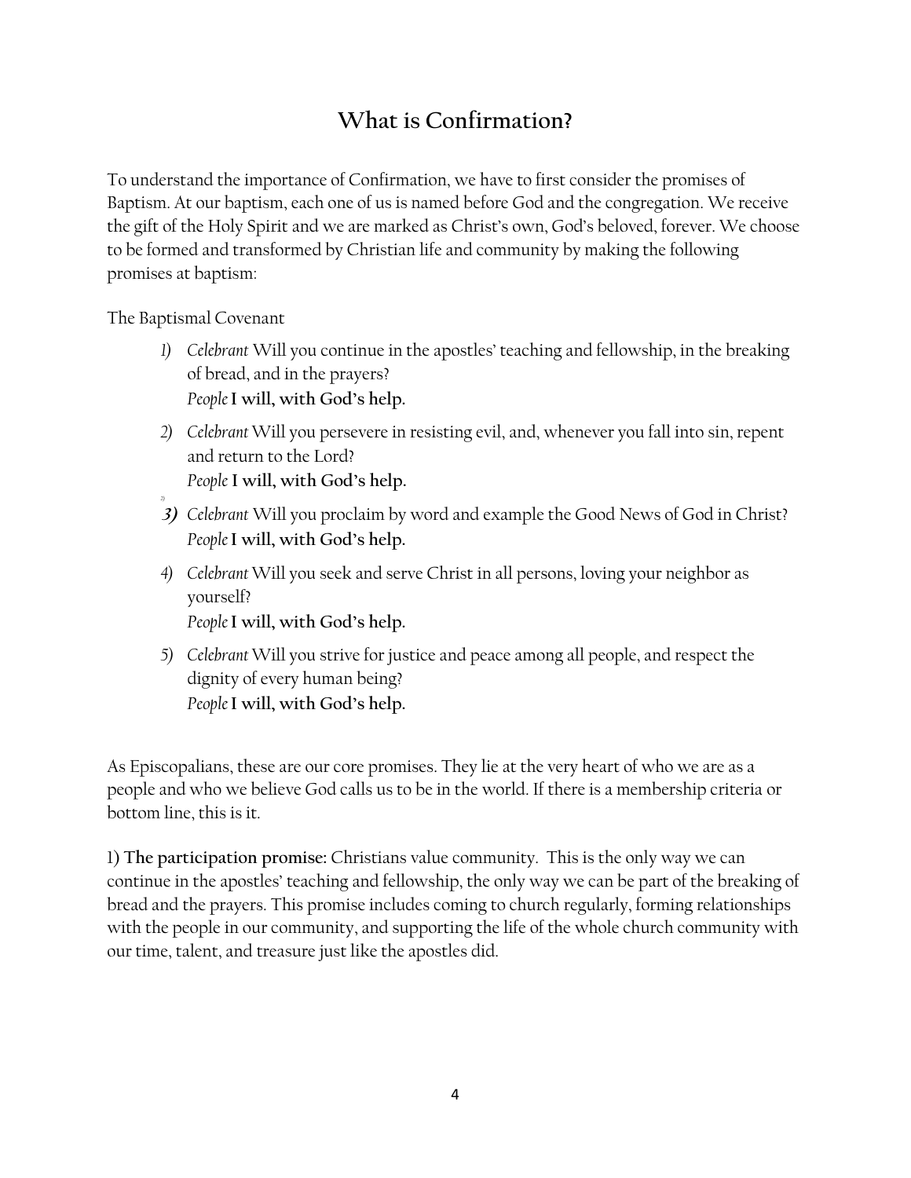# What is Confirmation?

To understand the importance of Confirmation, we have to first consider the promises of Baptism. At our baptism, each one of us is named before God and the congregation. We receive the gift of the Holy Spirit and we are marked as Christ's own, God's beloved, forever. We choose to be formed and transformed by Christian life and community by making the following promises at baptism:

The Baptismal Covenant

1) *Celebrant* Will you continue in the apostles' teaching and fellowship, in the breaking of bread, and in the prayers?
   *People* **I will, with God's help.**
2) *Celebrant* Will you persevere in resisting evil, and, whenever you fall into sin, repent and return to the Lord?
   *People* **I will, with God's help.**
3) *Celebrant* Will you proclaim by word and example the Good News of God in Christ?
   *People* **I will, with God's help.**
4) *Celebrant* Will you seek and serve Christ in all persons, loving your neighbor as yourself?
   *People* **I will, with God's help.**
5) *Celebrant* Will you strive for justice and peace among all people, and respect the dignity of every human being?
   *People* **I will, with God's help.**

As Episcopalians, these are our core promises. They lie at the very heart of who we are as a people and who we believe God calls us to be in the world. If there is a membership criteria or bottom line, this is it.

1) **The participation promise:** Christians value community. This is the only way we can continue in the apostles' teaching and fellowship, the only way we can be part of the breaking of bread and the prayers. This promise includes coming to church regularly, forming relationships with the people in our community, and supporting the life of the whole church community with our time, talent, and treasure just like the apostles did.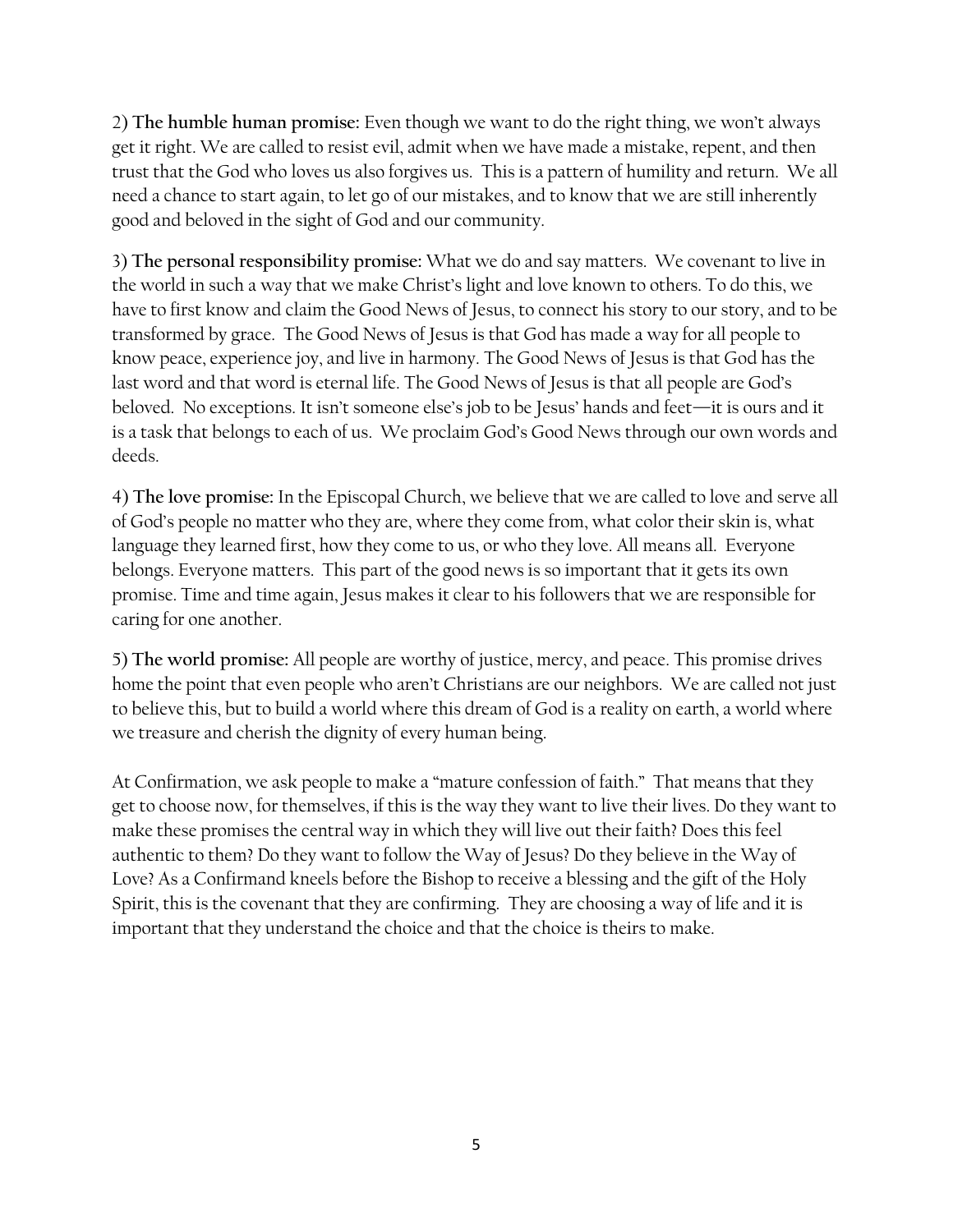2) **The humble human promise:** Even though we want to do the right thing, we won't always get it right. We are called to resist evil, admit when we have made a mistake, repent, and then trust that the God who loves us also forgives us. This is a pattern of humility and return. We all need a chance to start again, to let go of our mistakes, and to know that we are still inherently good and beloved in the sight of God and our community.

3) **The personal responsibility promise:** What we do and say matters. We covenant to live in the world in such a way that we make Christ's light and love known to others. To do this, we have to first know and claim the Good News of Jesus, to connect his story to our story, and to be transformed by grace. The Good News of Jesus is that God has made a way for all people to know peace, experience joy, and live in harmony. The Good News of Jesus is that God has the last word and that word is eternal life. The Good News of Jesus is that all people are God's beloved. No exceptions. It isn't someone else's job to be Jesus' hands and feet—it is ours and it is a task that belongs to each of us. We proclaim God's Good News through our own words and deeds.

4) **The love promise:** In the Episcopal Church, we believe that we are called to love and serve all of God's people no matter who they are, where they come from, what color their skin is, what language they learned first, how they come to us, or who they love. All means all. Everyone belongs. Everyone matters. This part of the good news is so important that it gets its own promise. Time and time again, Jesus makes it clear to his followers that we are responsible for caring for one another.

5) **The world promise:** All people are worthy of justice, mercy, and peace. This promise drives home the point that even people who aren't Christians are our neighbors. We are called not just to believe this, but to build a world where this dream of God is a reality on earth, a world where we treasure and cherish the dignity of every human being.

At Confirmation, we ask people to make a "mature confession of faith." That means that they get to choose now, for themselves, if this is the way they want to live their lives. Do they want to make these promises the central way in which they will live out their faith? Does this feel authentic to them? Do they want to follow the Way of Jesus? Do they believe in the Way of Love? As a Confirmand kneels before the Bishop to receive a blessing and the gift of the Holy Spirit, this is the covenant that they are confirming. They are choosing a way of life and it is important that they understand the choice and that the choice is theirs to make.